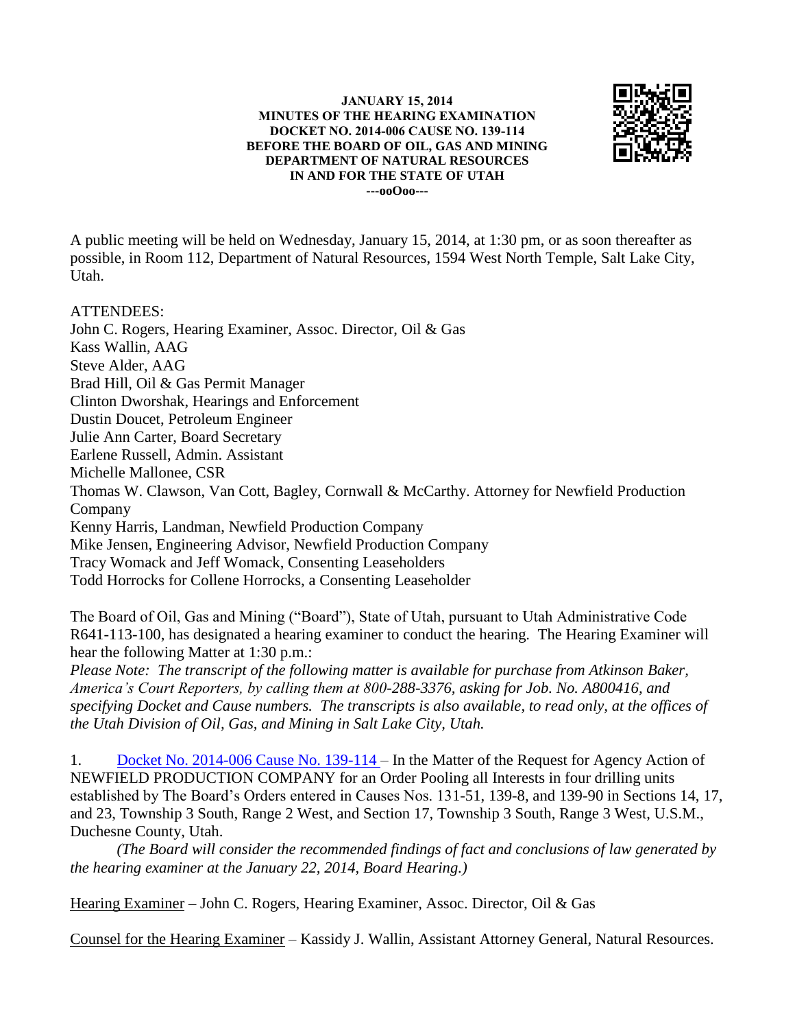**JANUARY 15, 2014**
**MINUTES OF THE HEARING EXAMINATION**
**DOCKET NO. 2014-006 CAUSE NO. 139-114**
**BEFORE THE BOARD OF OIL, GAS AND MINING**
**DEPARTMENT OF NATURAL RESOURCES**
**IN AND FOR THE STATE OF UTAH**
**---ooOoo---**

A public meeting will be held on Wednesday, January 15, 2014, at 1:30 pm, or as soon thereafter as possible, in Room 112, Department of Natural Resources, 1594 West North Temple, Salt Lake City, Utah.

ATTENDEES:
John C. Rogers, Hearing Examiner, Assoc. Director, Oil & Gas
Kass Wallin, AAG
Steve Alder, AAG
Brad Hill, Oil & Gas Permit Manager
Clinton Dworshak, Hearings and Enforcement
Dustin Doucet, Petroleum Engineer
Julie Ann Carter, Board Secretary
Earlene Russell, Admin. Assistant
Michelle Mallonee, CSR
Thomas W. Clawson, Van Cott, Bagley, Cornwall & McCarthy. Attorney for Newfield Production Company
Kenny Harris, Landman, Newfield Production Company
Mike Jensen, Engineering Advisor, Newfield Production Company
Tracy Womack and Jeff Womack, Consenting Leaseholders
Todd Horrocks for Collene Horrocks, a Consenting Leaseholder

The Board of Oil, Gas and Mining ("Board"), State of Utah, pursuant to Utah Administrative Code R641-113-100, has designated a hearing examiner to conduct the hearing. The Hearing Examiner will hear the following Matter at 1:30 p.m.:
*Please Note: The transcript of the following matter is available for purchase from Atkinson Baker, America's Court Reporters, by calling them at 800-288-3376, asking for Job. No. A800416, and specifying Docket and Cause numbers. The transcripts is also available, to read only, at the offices of the Utah Division of Oil, Gas, and Mining in Salt Lake City, Utah.*

1. Docket No. 2014-006 Cause No. 139-114 – In the Matter of the Request for Agency Action of NEWFIELD PRODUCTION COMPANY for an Order Pooling all Interests in four drilling units established by The Board's Orders entered in Causes Nos. 131-51, 139-8, and 139-90 in Sections 14, 17, and 23, Township 3 South, Range 2 West, and Section 17, Township 3 South, Range 3 West, U.S.M., Duchesne County, Utah.

*(The Board will consider the recommended findings of fact and conclusions of law generated by the hearing examiner at the January 22, 2014, Board Hearing.)*

Hearing Examiner – John C. Rogers, Hearing Examiner, Assoc. Director, Oil & Gas

Counsel for the Hearing Examiner – Kassidy J. Wallin, Assistant Attorney General, Natural Resources.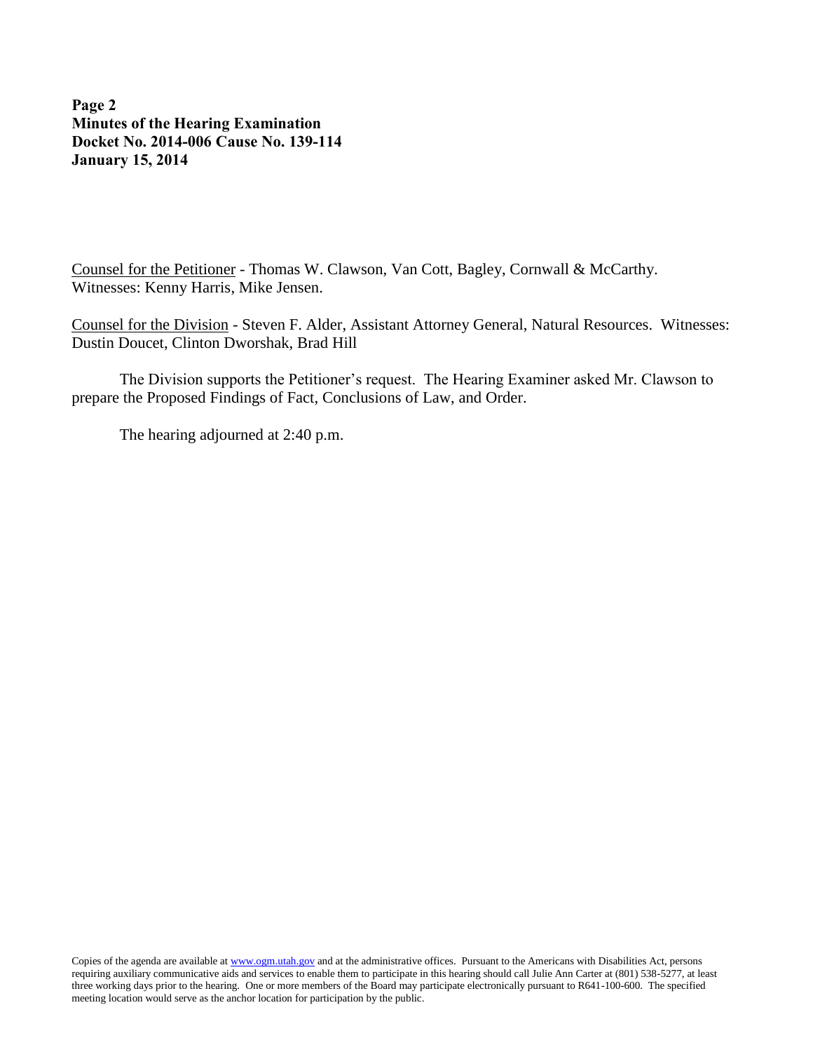Counsel for the Petitioner - Thomas W. Clawson, Van Cott, Bagley, Cornwall & McCarthy. Witnesses: Kenny Harris, Mike Jensen.

Counsel for the Division - Steven F. Alder, Assistant Attorney General, Natural Resources. Witnesses: Dustin Doucet, Clinton Dworshak, Brad Hill

The Division supports the Petitioner's request. The Hearing Examiner asked Mr. Clawson to prepare the Proposed Findings of Fact, Conclusions of Law, and Order.

The hearing adjourned at 2:40 p.m.

Copies of the agenda are available at www.ogm.utah.gov and at the administrative offices. Pursuant to the Americans with Disabilities Act, persons requiring auxiliary communicative aids and services to enable them to participate in this hearing should call Julie Ann Carter at (801) 538-5277, at least three working days prior to the hearing. One or more members of the Board may participate electronically pursuant to R641-100-600. The specified meeting location would serve as the anchor location for participation by the public.